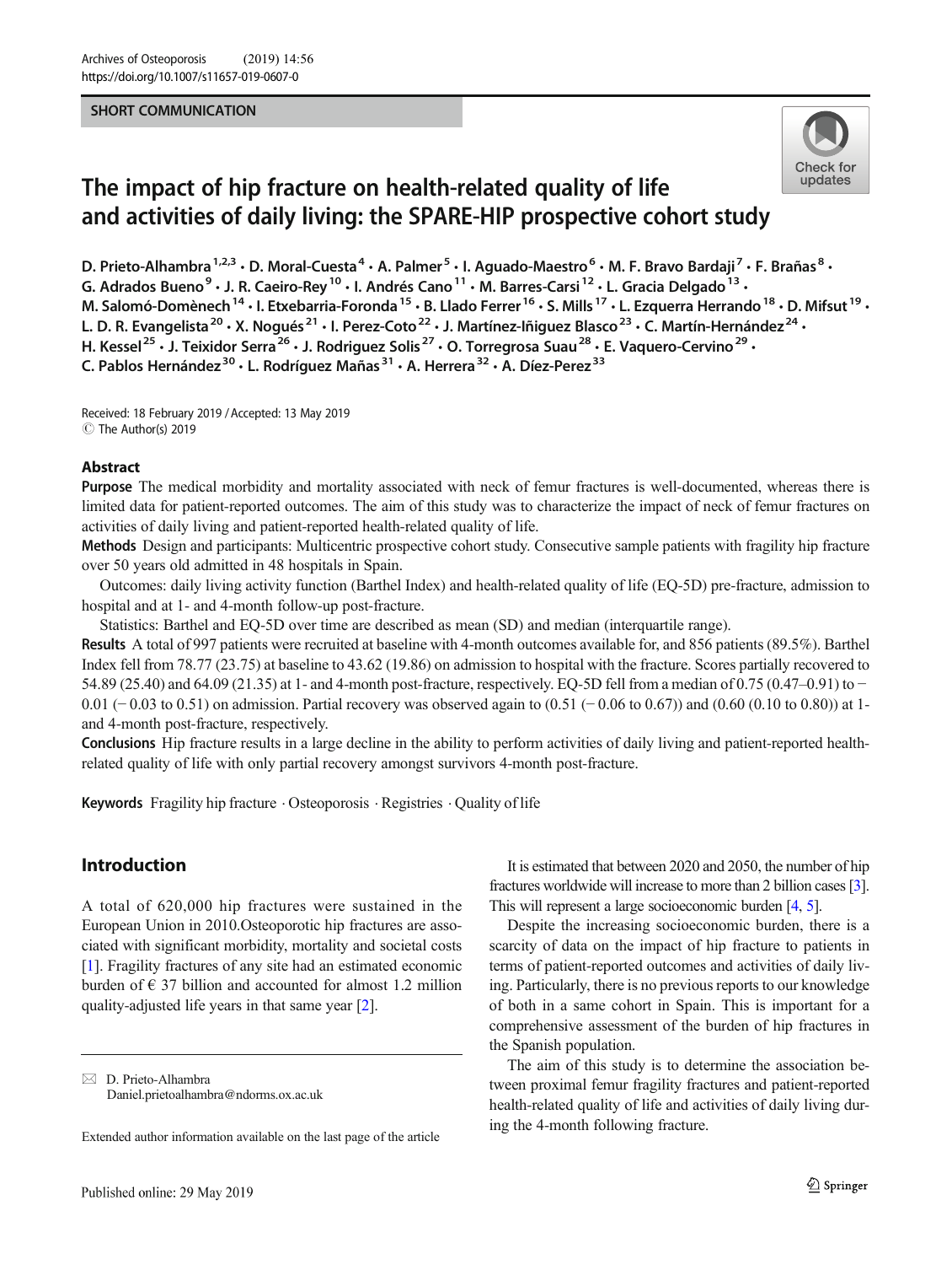SHORT COMMUNICATION

# The impact of hip fracture on health-related quality of life and activities of daily living: the SPARE-HIP prospective cohort study

D. Prieto-Alhambra[1,2,3] · D. Moral-Cuesta[4] · A. Palmer[5] · I. Aguado-Maestro[6] · M. F. Bravo Bardaji[7] · F. Brañas[8] · G. Adrados Bueno[9] · J. R. Caeiro-Rey[10] · I. Andrés Cano[11] · M. Barres-Carsi[12] · L. Gracia Delgado[13] · M. Salomó-Domènech[14] · I. Etxebarria-Foronda[15] · B. Llado Ferrer[16] · S. Mills[17] · L. Ezquerra Herrando[18] · D. Mifsut[19] · L. D. R. Evangelista[20] · X. Nogués[21] · I. Perez-Coto[22] · J. Martínez-Iñiguez Blasco[23] · C. Martín-Hernández[24] · H. Kessel[25] · J. Teixidor Serra[26] · J. Rodriguez Solis[27] · O. Torregrosa Suau[28] · E. Vaquero-Cervino[29] · C. Pablos Hernández[30] · L. Rodríguez Mañas[31] · A. Herrera[32] · A. Díez-Perez[33]

Received: 18 February 2019 / Accepted: 13 May 2019
© The Author(s) 2019

## Abstract

**Purpose** The medical morbidity and mortality associated with neck of femur fractures is well-documented, whereas there is limited data for patient-reported outcomes. The aim of this study was to characterize the impact of neck of femur fractures on activities of daily living and patient-reported health-related quality of life.

**Methods** Design and participants: Multicentric prospective cohort study. Consecutive sample patients with fragility hip fracture over 50 years old admitted in 48 hospitals in Spain.

Outcomes: daily living activity function (Barthel Index) and health-related quality of life (EQ-5D) pre-fracture, admission to hospital and at 1- and 4-month follow-up post-fracture.

Statistics: Barthel and EQ-5D over time are described as mean (SD) and median (interquartile range).

**Results** A total of 997 patients were recruited at baseline with 4-month outcomes available for, and 856 patients (89.5%). Barthel Index fell from 78.77 (23.75) at baseline to 43.62 (19.86) on admission to hospital with the fracture. Scores partially recovered to 54.89 (25.40) and 64.09 (21.35) at 1- and 4-month post-fracture, respectively. EQ-5D fell from a median of 0.75 (0.47–0.91) to −0.01 (−0.03 to 0.51) on admission. Partial recovery was observed again to (0.51 (−0.06 to 0.67)) and (0.60 (0.10 to 0.80)) at 1- and 4-month post-fracture, respectively.

**Conclusions** Hip fracture results in a large decline in the ability to perform activities of daily living and patient-reported health-related quality of life with only partial recovery amongst survivors 4-month post-fracture.

**Keywords** Fragility hip fracture · Osteoporosis · Registries · Quality of life

## Introduction

A total of 620,000 hip fractures were sustained in the European Union in 2010.Osteoporotic hip fractures are associated with significant morbidity, mortality and societal costs [1]. Fragility fractures of any site had an estimated economic burden of € 37 billion and accounted for almost 1.2 million quality-adjusted life years in that same year [2].

It is estimated that between 2020 and 2050, the number of hip fractures worldwide will increase to more than 2 billion cases [3]. This will represent a large socioeconomic burden [4, 5].

Despite the increasing socioeconomic burden, there is a scarcity of data on the impact of hip fracture to patients in terms of patient-reported outcomes and activities of daily living. Particularly, there is no previous reports to our knowledge of both in a same cohort in Spain. This is important for a comprehensive assessment of the burden of hip fractures in the Spanish population.

The aim of this study is to determine the association between proximal femur fragility fractures and patient-reported health-related quality of life and activities of daily living during the 4-month following fracture.

---

✉ D. Prieto-Alhambra
Daniel.prietoalhambra@ndorms.ox.ac.uk

Extended author information available on the last page of the article

Published online: 29 May 2019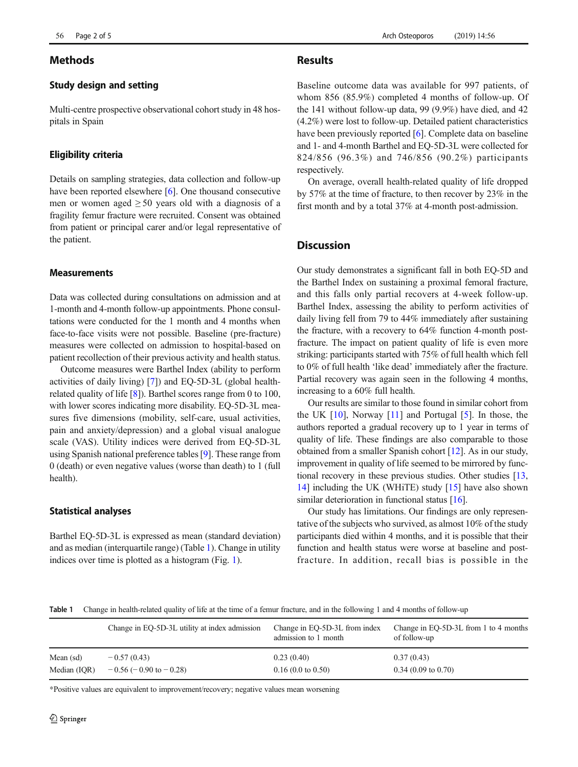## Methods

### Study design and setting

Multi-centre prospective observational cohort study in 48 hospitals in Spain

### Eligibility criteria

Details on sampling strategies, data collection and follow-up have been reported elsewhere [6]. One thousand consecutive men or women aged ≥ 50 years old with a diagnosis of a fragility femur fracture were recruited. Consent was obtained from patient or principal carer and/or legal representative of the patient.

### Measurements

Data was collected during consultations on admission and at 1-month and 4-month follow-up appointments. Phone consultations were conducted for the 1 month and 4 months when face-to-face visits were not possible. Baseline (pre-fracture) measures were collected on admission to hospital-based on patient recollection of their previous activity and health status.

Outcome measures were Barthel Index (ability to perform activities of daily living) [7]) and EQ-5D-3L (global health-related quality of life [8]). Barthel scores range from 0 to 100, with lower scores indicating more disability. EQ-5D-3L measures five dimensions (mobility, self-care, usual activities, pain and anxiety/depression) and a global visual analogue scale (VAS). Utility indices were derived from EQ-5D-3L using Spanish national preference tables [9]. These range from 0 (death) or even negative values (worse than death) to 1 (full health).

### Statistical analyses

Barthel EQ-5D-3L is expressed as mean (standard deviation) and as median (interquartile range) (Table 1). Change in utility indices over time is plotted as a histogram (Fig. 1).

## Results

Baseline outcome data was available for 997 patients, of whom 856 (85.9%) completed 4 months of follow-up. Of the 141 without follow-up data, 99 (9.9%) have died, and 42 (4.2%) were lost to follow-up. Detailed patient characteristics have been previously reported [6]. Complete data on baseline and 1- and 4-month Barthel and EQ-5D-3L were collected for 824/856 (96.3%) and 746/856 (90.2%) participants respectively.

On average, overall health-related quality of life dropped by 57% at the time of fracture, to then recover by 23% in the first month and by a total 37% at 4-month post-admission.

## Discussion

Our study demonstrates a significant fall in both EQ-5D and the Barthel Index on sustaining a proximal femoral fracture, and this falls only partial recovers at 4-week follow-up. Barthel Index, assessing the ability to perform activities of daily living fell from 79 to 44% immediately after sustaining the fracture, with a recovery to 64% function 4-month post-fracture. The impact on patient quality of life is even more striking: participants started with 75% of full health which fell to 0% of full health 'like dead' immediately after the fracture. Partial recovery was again seen in the following 4 months, increasing to a 60% full health.

Our results are similar to those found in similar cohort from the UK [10], Norway [11] and Portugal [5]. In those, the authors reported a gradual recovery up to 1 year in terms of quality of life. These findings are also comparable to those obtained from a smaller Spanish cohort [12]. As in our study, improvement in quality of life seemed to be mirrored by functional recovery in these previous studies. Other studies [13, 14] including the UK (WHiTE) study [15] have also shown similar deterioration in functional status [16].

Our study has limitations. Our findings are only representative of the subjects who survived, as almost 10% of the study participants died within 4 months, and it is possible that their function and health status were worse at baseline and post-fracture. In addition, recall bias is possible in the

**Table 1** Change in health-related quality of life at the time of a femur fracture, and in the following 1 and 4 months of follow-up

| | Change in EQ-5D-3L utility at index admission | Change in EQ-5D-3L from index admission to 1 month | Change in EQ-5D-3L from 1 to 4 months of follow-up |
|---|---|---|---|
| Mean (sd) | − 0.57 (0.43) | 0.23 (0.40) | 0.37 (0.43) |
| Median (IQR) | − 0.56 (− 0.90 to − 0.28) | 0.16 (0.0 to 0.50) | 0.34 (0.09 to 0.70) |

*Positive values are equivalent to improvement/recovery; negative values mean worsening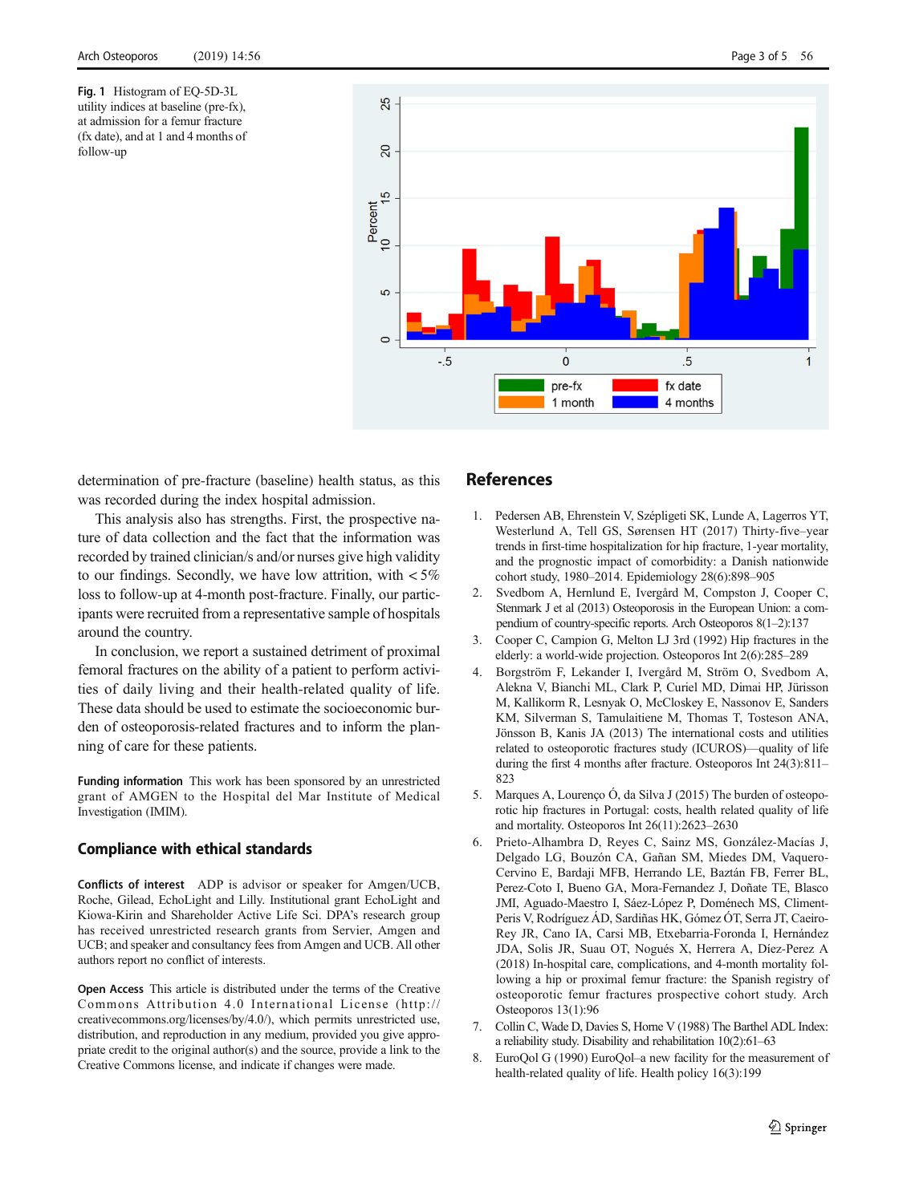**Fig. 1** Histogram of EQ-5D-3L utility indices at baseline (pre-fx), at admission for a femur fracture (fx date), and at 1 and 4 months of follow-up

determination of pre-fracture (baseline) health status, as this was recorded during the index hospital admission.

This analysis also has strengths. First, the prospective nature of data collection and the fact that the information was recorded by trained clinician/s and/or nurses give high validity to our findings. Secondly, we have low attrition, with < 5% loss to follow-up at 4-month post-fracture. Finally, our participants were recruited from a representative sample of hospitals around the country.

In conclusion, we report a sustained detriment of proximal femoral fractures on the ability of a patient to perform activities of daily living and their health-related quality of life. These data should be used to estimate the socioeconomic burden of osteoporosis-related fractures and to inform the planning of care for these patients.

**Funding information** This work has been sponsored by an unrestricted grant of AMGEN to the Hospital del Mar Institute of Medical Investigation (IMIM).

## Compliance with ethical standards

**Conflicts of interest** ADP is advisor or speaker for Amgen/UCB, Roche, Gilead, EchoLight and Lilly. Institutional grant EchoLight and Kiowa-Kirin and Shareholder Active Life Sci. DPA's research group has received unrestricted research grants from Servier, Amgen and UCB; and speaker and consultancy fees from Amgen and UCB. All other authors report no conflict of interests.

**Open Access** This article is distributed under the terms of the Creative Commons Attribution 4.0 International License (http://creativecommons.org/licenses/by/4.0/), which permits unrestricted use, distribution, and reproduction in any medium, provided you give appropriate credit to the original author(s) and the source, provide a link to the Creative Commons license, and indicate if changes were made.

## References

1. Pedersen AB, Ehrenstein V, Szépligeti SK, Lunde A, Lagerros YT, Westerlund A, Tell GS, Sørensen HT (2017) Thirty-five–year trends in first-time hospitalization for hip fracture, 1-year mortality, and the prognostic impact of comorbidity: a Danish nationwide cohort study, 1980–2014. Epidemiology 28(6):898–905
2. Svedbom A, Hernlund E, Ivergård M, Compston J, Cooper C, Stenmark J et al (2013) Osteoporosis in the European Union: a compendium of country-specific reports. Arch Osteoporos 8(1–2):137
3. Cooper C, Campion G, Melton LJ 3rd (1992) Hip fractures in the elderly: a world-wide projection. Osteoporos Int 2(6):285–289
4. Borgström F, Lekander I, Ivergård M, Ström O, Svedbom A, Alekna V, Bianchi ML, Clark P, Curiel MD, Dimai HP, Jürisson M, Kallikorm R, Lesnyak O, McCloskey E, Nassonov E, Sanders KM, Silverman S, Tamulaitiene M, Thomas T, Tosteson ANA, Jönsson B, Kanis JA (2013) The international costs and utilities related to osteoporotic fractures study (ICUROS)—quality of life during the first 4 months after fracture. Osteoporos Int 24(3):811–823
5. Marques A, Lourenço Ó, da Silva J (2015) The burden of osteoporotic hip fractures in Portugal: costs, health related quality of life and mortality. Osteoporos Int 26(11):2623–2630
6. Prieto-Alhambra D, Reyes C, Sainz MS, González-Macías J, Delgado LG, Bouzón CA, Gañan SM, Miedes DM, Vaquero-Cervino E, Bardaji MFB, Herrando LE, Baztán FB, Ferrer BL, Perez-Coto I, Bueno GA, Mora-Fernandez J, Doñate TE, Blasco JMI, Aguado-Maestro I, Sáez-López P, Doménech MS, Climent-Peris V, Rodríguez ÁD, Sardiñas HK, Gómez ÓT, Serra JT, Caeiro-Rey JR, Cano IA, Carsi MB, Etxebarria-Foronda I, Hernández JDA, Solis JR, Suau OT, Nogués X, Herrera A, Díez-Perez A (2018) In-hospital care, complications, and 4-month mortality following a hip or proximal femur fracture: the Spanish registry of osteoporotic femur fractures prospective cohort study. Arch Osteoporos 13(1):96
7. Collin C, Wade D, Davies S, Horne V (1988) The Barthel ADL Index: a reliability study. Disability and rehabilitation 10(2):61–63
8. EuroQol G (1990) EuroQol–a new facility for the measurement of health-related quality of life. Health policy 16(3):199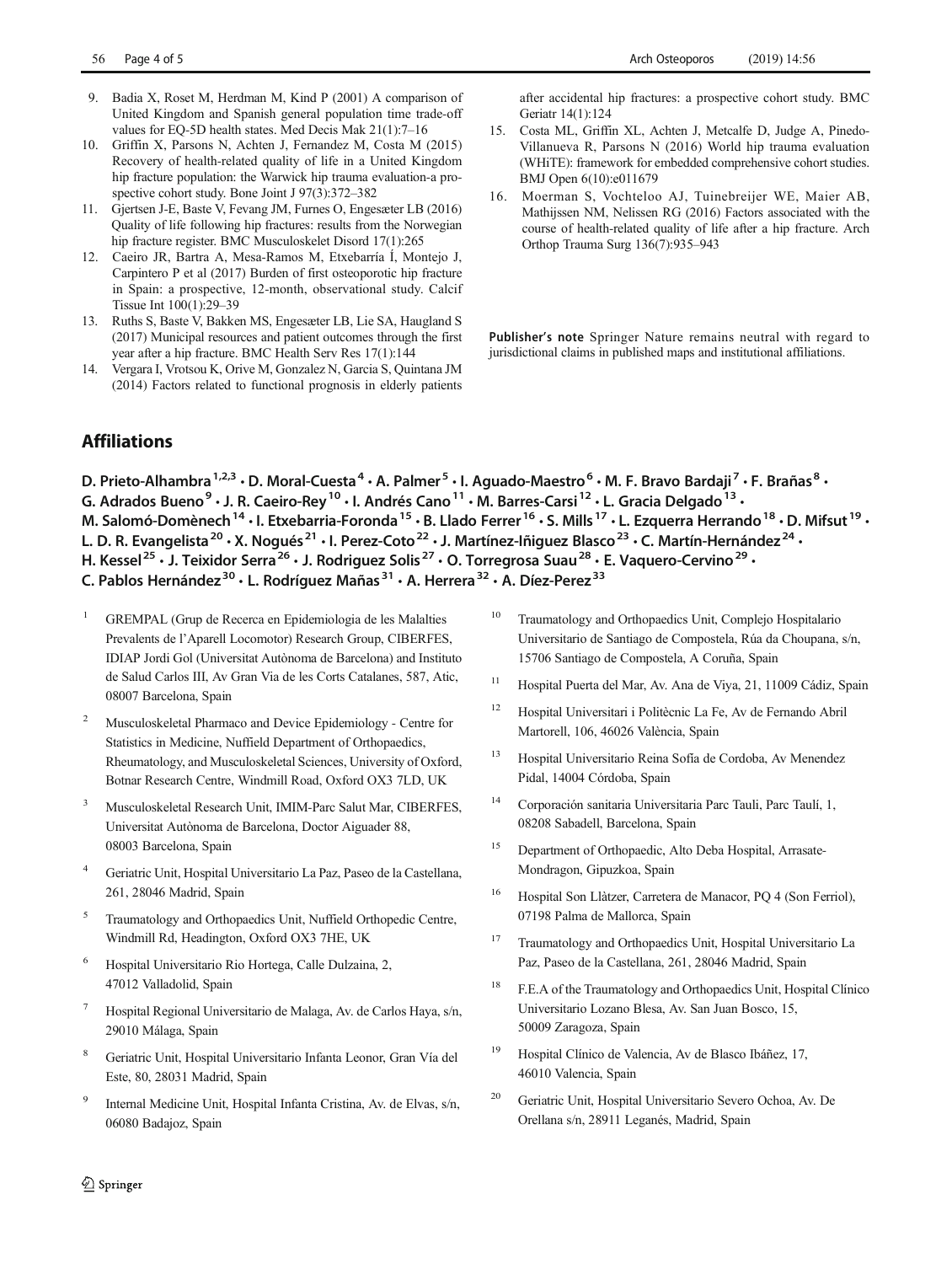9. Badia X, Roset M, Herdman M, Kind P (2001) A comparison of United Kingdom and Spanish general population time trade-off values for EQ-5D health states. Med Decis Mak 21(1):7–16
10. Griffin X, Parsons N, Achten J, Fernandez M, Costa M (2015) Recovery of health-related quality of life in a United Kingdom hip fracture population: the Warwick hip trauma evaluation-a prospective cohort study. Bone Joint J 97(3):372–382
11. Gjertsen J-E, Baste V, Fevang JM, Furnes O, Engesæter LB (2016) Quality of life following hip fractures: results from the Norwegian hip fracture register. BMC Musculoskelet Disord 17(1):265
12. Caeiro JR, Bartra A, Mesa-Ramos M, Etxebarría Í, Montejo J, Carpintero P et al (2017) Burden of first osteoporotic hip fracture in Spain: a prospective, 12-month, observational study. Calcif Tissue Int 100(1):29–39
13. Ruths S, Baste V, Bakken MS, Engesæter LB, Lie SA, Haugland S (2017) Municipal resources and patient outcomes through the first year after a hip fracture. BMC Health Serv Res 17(1):144
14. Vergara I, Vrotsou K, Orive M, Gonzalez N, Garcia S, Quintana JM (2014) Factors related to functional prognosis in elderly patients after accidental hip fractures: a prospective cohort study. BMC Geriatr 14(1):124
15. Costa ML, Griffin XL, Achten J, Metcalfe D, Judge A, Pinedo-Villanueva R, Parsons N (2016) World hip trauma evaluation (WHiTE): framework for embedded comprehensive cohort studies. BMJ Open 6(10):e011679
16. Moerman S, Vochteloo AJ, Tuinebreijer WE, Maier AB, Mathijssen NM, Nelissen RG (2016) Factors associated with the course of health-related quality of life after a hip fracture. Arch Orthop Trauma Surg 136(7):935–943

**Publisher's note** Springer Nature remains neutral with regard to jurisdictional claims in published maps and institutional affiliations.

## Affiliations

**D. Prieto-Alhambra[1,2,3] • D. Moral-Cuesta[4] • A. Palmer[5] • I. Aguado-Maestro[6] • M. F. Bravo Bardaji[7] • F. Brañas[8] • G. Adrados Bueno[9] • J. R. Caeiro-Rey[10] • I. Andrés Cano[11] • M. Barres-Carsi[12] • L. Gracia Delgado[13] • M. Salomó-Domènech[14] • I. Etxebarria-Foronda[15] • B. Llado Ferrer[16] • S. Mills[17] • L. Ezquerra Herrando[18] • D. Mifsut[19] • L. D. R. Evangelista[20] • X. Nogués[21] • I. Perez-Coto[22] • J. Martínez-Iñiguez Blasco[23] • C. Martín-Hernández[24] • H. Kessel[25] • J. Teixidor Serra[26] • J. Rodriguez Solis[27] • O. Torregrosa Suau[28] • E. Vaquero-Cervino[29] • C. Pablos Hernández[30] • L. Rodríguez Mañas[31] • A. Herrera[32] • A. Díez-Perez[33]**

[1] GREMPAL (Grup de Recerca en Epidemiologia de les Malalties Prevalents de l'Aparell Locomotor) Research Group, CIBERFES, IDIAP Jordi Gol (Universitat Autònoma de Barcelona) and Instituto de Salud Carlos III, Av Gran Via de les Corts Catalanes, 587, Atic, 08007 Barcelona, Spain

[2] Musculoskeletal Pharmaco and Device Epidemiology - Centre for Statistics in Medicine, Nuffield Department of Orthopaedics, Rheumatology, and Musculoskeletal Sciences, University of Oxford, Botnar Research Centre, Windmill Road, Oxford OX3 7LD, UK

[3] Musculoskeletal Research Unit, IMIM-Parc Salut Mar, CIBERFES, Universitat Autònoma de Barcelona, Doctor Aiguader 88, 08003 Barcelona, Spain

[4] Geriatric Unit, Hospital Universitario La Paz, Paseo de la Castellana, 261, 28046 Madrid, Spain

[5] Traumatology and Orthopaedics Unit, Nuffield Orthopedic Centre, Windmill Rd, Headington, Oxford OX3 7HE, UK

[6] Hospital Universitario Rio Hortega, Calle Dulzaina, 2, 47012 Valladolid, Spain

[7] Hospital Regional Universitario de Malaga, Av. de Carlos Haya, s/n, 29010 Málaga, Spain

[8] Geriatric Unit, Hospital Universitario Infanta Leonor, Gran Vía del Este, 80, 28031 Madrid, Spain

[9] Internal Medicine Unit, Hospital Infanta Cristina, Av. de Elvas, s/n, 06080 Badajoz, Spain

[10] Traumatology and Orthopaedics Unit, Complejo Hospitalario Universitario de Santiago de Compostela, Rúa da Choupana, s/n, 15706 Santiago de Compostela, A Coruña, Spain

[11] Hospital Puerta del Mar, Av. Ana de Viya, 21, 11009 Cádiz, Spain

[12] Hospital Universitari i Politècnic La Fe, Av de Fernando Abril Martorell, 106, 46026 València, Spain

[13] Hospital Universitario Reina Sofía de Cordoba, Av Menendez Pidal, 14004 Córdoba, Spain

[14] Corporación sanitaria Universitaria Parc Tauli, Parc Taulí, 1, 08208 Sabadell, Barcelona, Spain

[15] Department of Orthopaedic, Alto Deba Hospital, Arrasate-Mondragon, Gipuzkoa, Spain

[16] Hospital Son Llàtzer, Carretera de Manacor, PQ 4 (Son Ferriol), 07198 Palma de Mallorca, Spain

[17] Traumatology and Orthopaedics Unit, Hospital Universitario La Paz, Paseo de la Castellana, 261, 28046 Madrid, Spain

[18] F.E.A of the Traumatology and Orthopaedics Unit, Hospital Clínico Universitario Lozano Blesa, Av. San Juan Bosco, 15, 50009 Zaragoza, Spain

[19] Hospital Clínico de Valencia, Av de Blasco Ibáñez, 17, 46010 Valencia, Spain

[20] Geriatric Unit, Hospital Universitario Severo Ochoa, Av. De Orellana s/n, 28911 Leganés, Madrid, Spain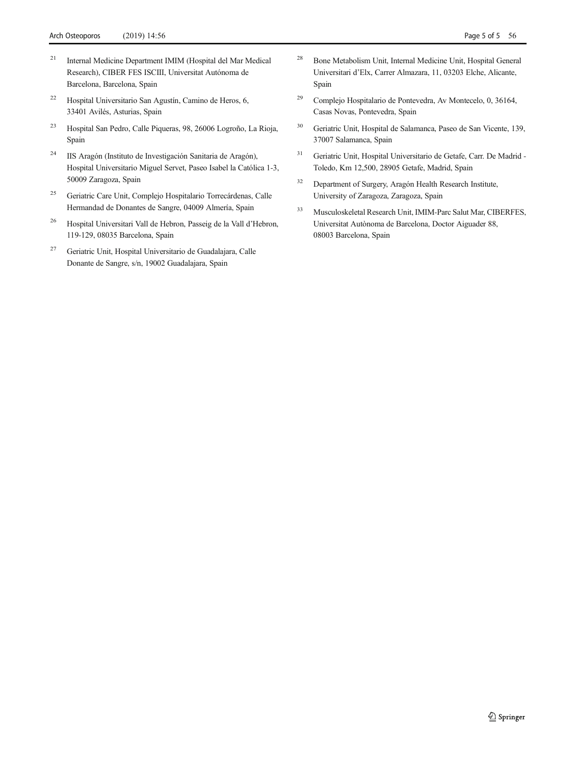[21] Internal Medicine Department IMIM (Hospital del Mar Medical Research), CIBER FES ISCIII, Universitat Autónoma de Barcelona, Barcelona, Spain

[22] Hospital Universitario San Agustín, Camino de Heros, 6, 33401 Avilés, Asturias, Spain

[23] Hospital San Pedro, Calle Piqueras, 98, 26006 Logroño, La Rioja, Spain

[24] IIS Aragón (Instituto de Investigación Sanitaria de Aragón), Hospital Universitario Miguel Servet, Paseo Isabel la Católica 1-3, 50009 Zaragoza, Spain

[25] Geriatric Care Unit, Complejo Hospitalario Torrecárdenas, Calle Hermandad de Donantes de Sangre, 04009 Almería, Spain

[26] Hospital Universitari Vall de Hebron, Passeig de la Vall d'Hebron, 119-129, 08035 Barcelona, Spain

[27] Geriatric Unit, Hospital Universitario de Guadalajara, Calle Donante de Sangre, s/n, 19002 Guadalajara, Spain

[28] Bone Metabolism Unit, Internal Medicine Unit, Hospital General Universitari d'Elx, Carrer Almazara, 11, 03203 Elche, Alicante, Spain

[29] Complejo Hospitalario de Pontevedra, Av Montecelo, 0, 36164, Casas Novas, Pontevedra, Spain

[30] Geriatric Unit, Hospital de Salamanca, Paseo de San Vicente, 139, 37007 Salamanca, Spain

[31] Geriatric Unit, Hospital Universitario de Getafe, Carr. De Madrid - Toledo, Km 12,500, 28905 Getafe, Madrid, Spain

[32] Department of Surgery, Aragón Health Research Institute, University of Zaragoza, Zaragoza, Spain

[33] Musculoskeletal Research Unit, IMIM-Parc Salut Mar, CIBERFES, Universitat Autònoma de Barcelona, Doctor Aiguader 88, 08003 Barcelona, Spain